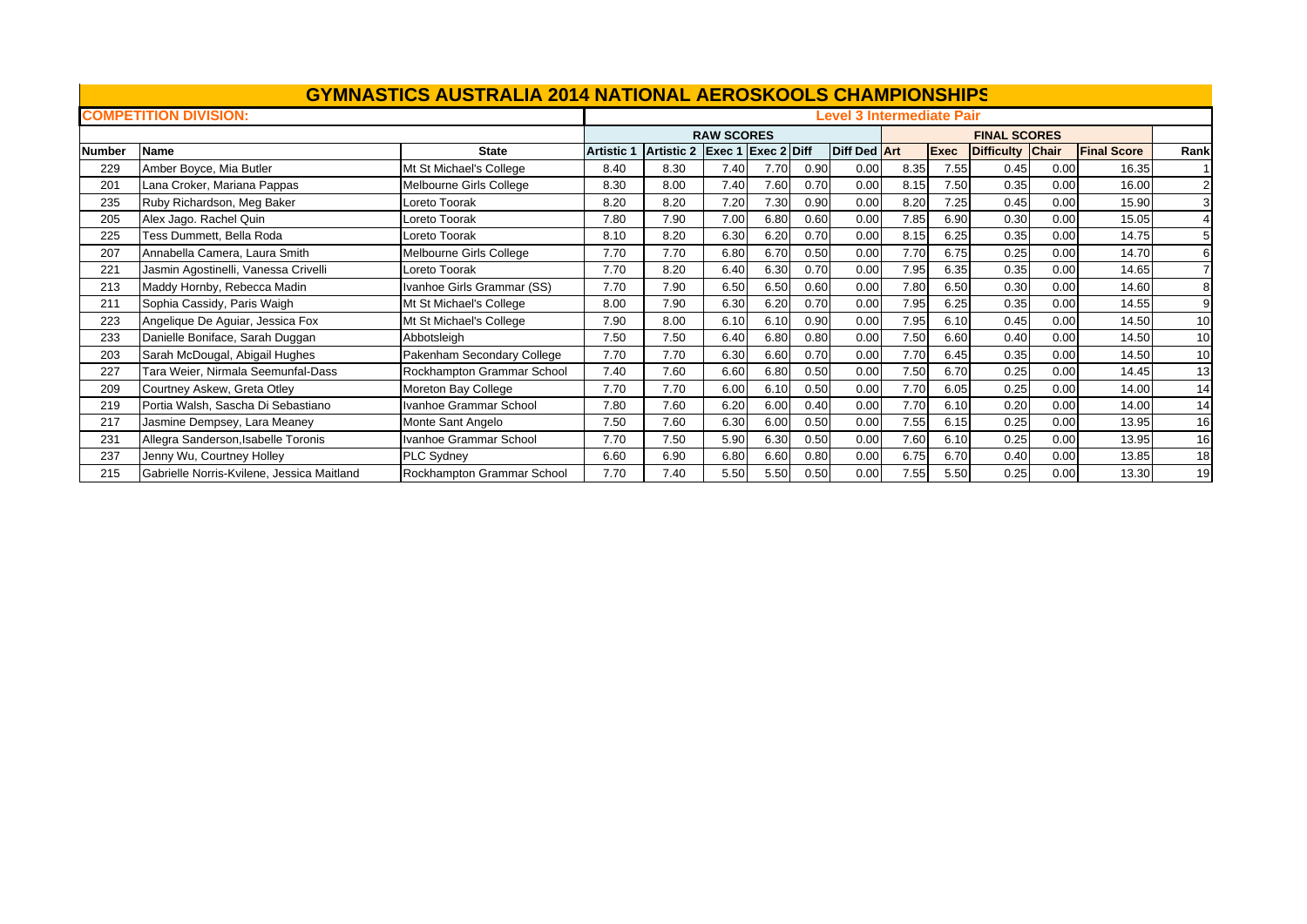# GYMNASTICS AUSTRALIA 2014 NATIONAL AEROSKOOLS CHAMPIONSHIPS

**COMPETITION DIVISION:** Level 3 Intermediate Pair

| | | | RAW SCORES | | | | | | FINAL SCORES | | | | | | |
|---|---|---|---|---|---|---|---|---|---|---|---|---|---|---|---|
| Number | Name | State | Artistic 1 | Artistic 2 | Exec 1 | Exec 2 | Diff | Diff Ded | Art | Exec | Difficulty | Chair | Final Score | Rank |
| 229 | Amber Boyce, Mia Butler | Mt St Michael's College | 8.40 | 8.30 | 7.40 | 7.70 | 0.90 | 0.00 | 8.35 | 7.55 | 0.45 | 0.00 | 16.35 | 1 |
| 201 | Lana Croker, Mariana Pappas | Melbourne Girls College | 8.30 | 8.00 | 7.40 | 7.60 | 0.70 | 0.00 | 8.15 | 7.50 | 0.35 | 0.00 | 16.00 | 2 |
| 235 | Ruby Richardson, Meg Baker | Loreto Toorak | 8.20 | 8.20 | 7.20 | 7.30 | 0.90 | 0.00 | 8.20 | 7.25 | 0.45 | 0.00 | 15.90 | 3 |
| 205 | Alex Jago. Rachel Quin | Loreto Toorak | 7.80 | 7.90 | 7.00 | 6.80 | 0.60 | 0.00 | 7.85 | 6.90 | 0.30 | 0.00 | 15.05 | 4 |
| 225 | Tess Dummett, Bella Roda | Loreto Toorak | 8.10 | 8.20 | 6.30 | 6.20 | 0.70 | 0.00 | 8.15 | 6.25 | 0.35 | 0.00 | 14.75 | 5 |
| 207 | Annabella Camera, Laura Smith | Melbourne Girls College | 7.70 | 7.70 | 6.80 | 6.70 | 0.50 | 0.00 | 7.70 | 6.75 | 0.25 | 0.00 | 14.70 | 6 |
| 221 | Jasmin Agostinelli, Vanessa Crivelli | Loreto Toorak | 7.70 | 8.20 | 6.40 | 6.30 | 0.70 | 0.00 | 7.95 | 6.35 | 0.35 | 0.00 | 14.65 | 7 |
| 213 | Maddy Hornby, Rebecca Madin | Ivanhoe Girls Grammar (SS) | 7.70 | 7.90 | 6.50 | 6.50 | 0.60 | 0.00 | 7.80 | 6.50 | 0.30 | 0.00 | 14.60 | 8 |
| 211 | Sophia Cassidy, Paris Waigh | Mt St Michael's College | 8.00 | 7.90 | 6.30 | 6.20 | 0.70 | 0.00 | 7.95 | 6.25 | 0.35 | 0.00 | 14.55 | 9 |
| 223 | Angelique De Aguiar, Jessica Fox | Mt St Michael's College | 7.90 | 8.00 | 6.10 | 6.10 | 0.90 | 0.00 | 7.95 | 6.10 | 0.45 | 0.00 | 14.50 | 10 |
| 233 | Danielle Boniface, Sarah Duggan | Abbotsleigh | 7.50 | 7.50 | 6.40 | 6.80 | 0.80 | 0.00 | 7.50 | 6.60 | 0.40 | 0.00 | 14.50 | 10 |
| 203 | Sarah McDougal, Abigail Hughes | Pakenham Secondary College | 7.70 | 7.70 | 6.30 | 6.60 | 0.70 | 0.00 | 7.70 | 6.45 | 0.35 | 0.00 | 14.50 | 10 |
| 227 | Tara Weier, Nirmala Seemunfal-Dass | Rockhampton Grammar School | 7.40 | 7.60 | 6.60 | 6.80 | 0.50 | 0.00 | 7.50 | 6.70 | 0.25 | 0.00 | 14.45 | 13 |
| 209 | Courtney Askew, Greta Otley | Moreton Bay College | 7.70 | 7.70 | 6.00 | 6.10 | 0.50 | 0.00 | 7.70 | 6.05 | 0.25 | 0.00 | 14.00 | 14 |
| 219 | Portia Walsh, Sascha Di Sebastiano | Ivanhoe Grammar School | 7.80 | 7.60 | 6.20 | 6.00 | 0.40 | 0.00 | 7.70 | 6.10 | 0.20 | 0.00 | 14.00 | 14 |
| 217 | Jasmine Dempsey, Lara Meaney | Monte Sant Angelo | 7.50 | 7.60 | 6.30 | 6.00 | 0.50 | 0.00 | 7.55 | 6.15 | 0.25 | 0.00 | 13.95 | 16 |
| 231 | Allegra Sanderson,Isabelle Toronis | Ivanhoe Grammar School | 7.70 | 7.50 | 5.90 | 6.30 | 0.50 | 0.00 | 7.60 | 6.10 | 0.25 | 0.00 | 13.95 | 16 |
| 237 | Jenny Wu, Courtney Holley | PLC Sydney | 6.60 | 6.90 | 6.80 | 6.60 | 0.80 | 0.00 | 6.75 | 6.70 | 0.40 | 0.00 | 13.85 | 18 |
| 215 | Gabrielle Norris-Kvilene, Jessica Maitland | Rockhampton Grammar School | 7.70 | 7.40 | 5.50 | 5.50 | 0.50 | 0.00 | 7.55 | 5.50 | 0.25 | 0.00 | 13.30 | 19 |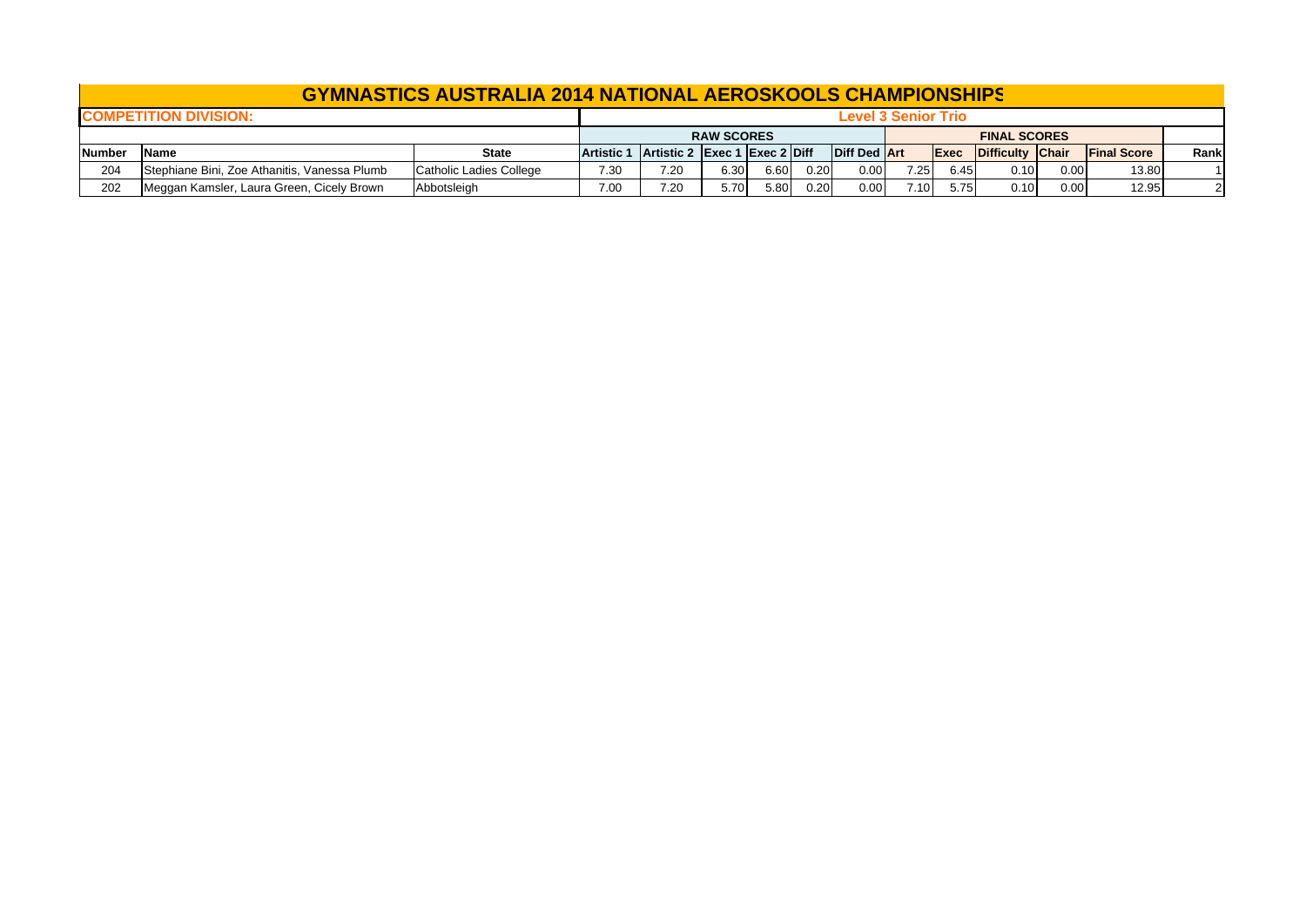# GYMNASTICS AUSTRALIA 2014 NATIONAL AEROSKOOLS CHAMPIONSHIPS

**COMPETITION DIVISION:** **Level 3 Senior Trio**

| | | | RAW SCORES | | | | | | FINAL SCORES | | | | | |
|---|---|---|---|---|---|---|---|---|---|---|---|---|---|---|
| Number | Name | State | Artistic 1 | Artistic 2 | Exec 1 | Exec 2 | Diff | Diff Ded | Art | Exec | Difficulty | Chair | Final Score | Rank |
| 204 | Stephiane Bini, Zoe Athanitis, Vanessa Plumb | Catholic Ladies College | 7.30 | 7.20 | 6.30 | 6.60 | 0.20 | 0.00 | 7.25 | 6.45 | 0.10 | 0.00 | 13.80 | 1 |
| 202 | Meggan Kamsler, Laura Green, Cicely Brown | Abbotsleigh | 7.00 | 7.20 | 5.70 | 5.80 | 0.20 | 0.00 | 7.10 | 5.75 | 0.10 | 0.00 | 12.95 | 2 |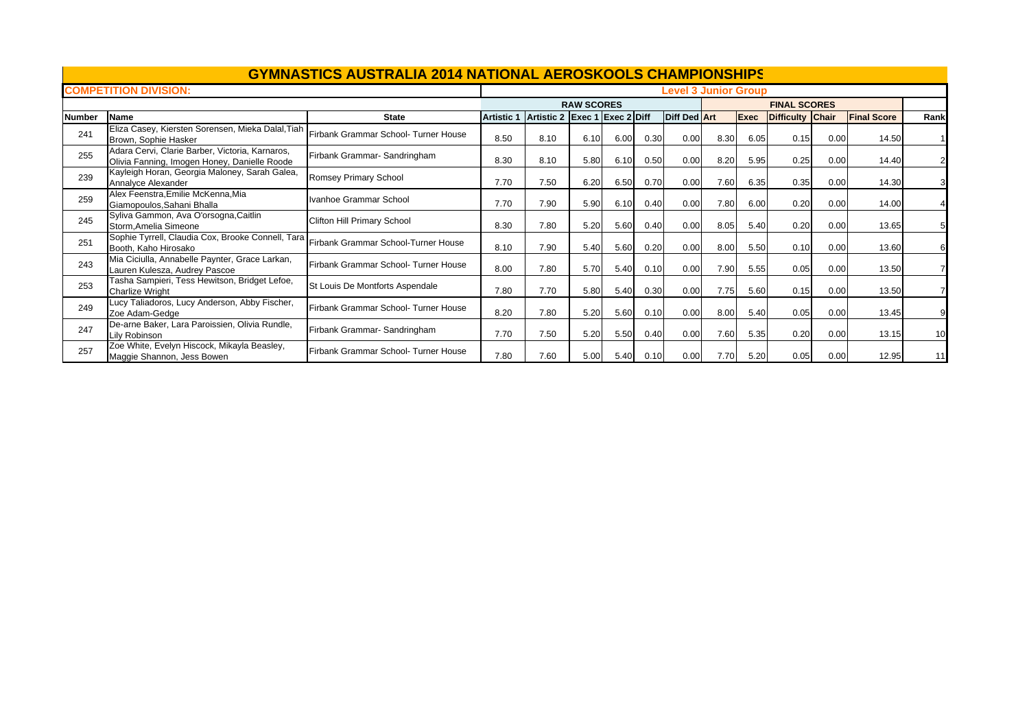# GYMNASTICS AUSTRALIA 2014 NATIONAL AEROSKOOLS CHAMPIONSHIPS

**COMPETITION DIVISION:** **Level 3 Junior Group**

| | | | RAW SCORES | | | | | | FINAL SCORES | | | | | | |
|---|---|---|---|---|---|---|---|---|---|---|---|---|---|---|---|
| **Number** | **Name** | **State** | **Artistic 1** | **Artistic 2** | **Exec 1** | **Exec 2** | **Diff** | **Diff Ded** | **Art** | **Exec** | **Difficulty** | **Chair** | **Final Score** | **Rank** |
| 241 | Eliza Casey, Kiersten Sorensen, Mieka Dalal,Tiah Brown, Sophie Hasker | Firbank Grammar School- Turner House | 8.50 | 8.10 | 6.10 | 6.00 | 0.30 | 0.00 | 8.30 | 6.05 | 0.15 | 0.00 | 14.50 | 1 |
| 255 | Adara Cervi, Clarie Barber, Victoria, Karnaros, Olivia Fanning, Imogen Honey, Danielle Roode | Firbank Grammar- Sandringham | 8.30 | 8.10 | 5.80 | 6.10 | 0.50 | 0.00 | 8.20 | 5.95 | 0.25 | 0.00 | 14.40 | 2 |
| 239 | Kayleigh Horan, Georgia Maloney, Sarah Galea, Annalyce Alexander | Romsey Primary School | 7.70 | 7.50 | 6.20 | 6.50 | 0.70 | 0.00 | 7.60 | 6.35 | 0.35 | 0.00 | 14.30 | 3 |
| 259 | Alex Feenstra,Emilie McKenna,Mia Giamopoulos,Sahani Bhalla | Ivanhoe Grammar School | 7.70 | 7.90 | 5.90 | 6.10 | 0.40 | 0.00 | 7.80 | 6.00 | 0.20 | 0.00 | 14.00 | 4 |
| 245 | Syliva Gammon, Ava O'orsogna,Caitlin Storm,Amelia Simeone | Clifton Hill Primary School | 8.30 | 7.80 | 5.20 | 5.60 | 0.40 | 0.00 | 8.05 | 5.40 | 0.20 | 0.00 | 13.65 | 5 |
| 251 | Sophie Tyrrell, Claudia Cox, Brooke Connell, Tara Booth, Kaho Hirosako | Firbank Grammar School-Turner House | 8.10 | 7.90 | 5.40 | 5.60 | 0.20 | 0.00 | 8.00 | 5.50 | 0.10 | 0.00 | 13.60 | 6 |
| 243 | Mia Ciciulla, Annabelle Paynter, Grace Larkan, Lauren Kulesza, Audrey Pascoe | Firbank Grammar School- Turner House | 8.00 | 7.80 | 5.70 | 5.40 | 0.10 | 0.00 | 7.90 | 5.55 | 0.05 | 0.00 | 13.50 | 7 |
| 253 | Tasha Sampieri, Tess Hewitson, Bridget Lefoe, Charlize Wright | St Louis De Montforts Aspendale | 7.80 | 7.70 | 5.80 | 5.40 | 0.30 | 0.00 | 7.75 | 5.60 | 0.15 | 0.00 | 13.50 | 7 |
| 249 | Lucy Taliadoros, Lucy Anderson, Abby Fischer, Zoe Adam-Gedge | Firbank Grammar School- Turner House | 8.20 | 7.80 | 5.20 | 5.60 | 0.10 | 0.00 | 8.00 | 5.40 | 0.05 | 0.00 | 13.45 | 9 |
| 247 | De-arne Baker, Lara Paroissien, Olivia Rundle, Lily Robinson | Firbank Grammar- Sandringham | 7.70 | 7.50 | 5.20 | 5.50 | 0.40 | 0.00 | 7.60 | 5.35 | 0.20 | 0.00 | 13.15 | 10 |
| 257 | Zoe White, Evelyn Hiscock, Mikayla Beasley, Maggie Shannon, Jess Bowen | Firbank Grammar School- Turner House | 7.80 | 7.60 | 5.00 | 5.40 | 0.10 | 0.00 | 7.70 | 5.20 | 0.05 | 0.00 | 12.95 | 11 |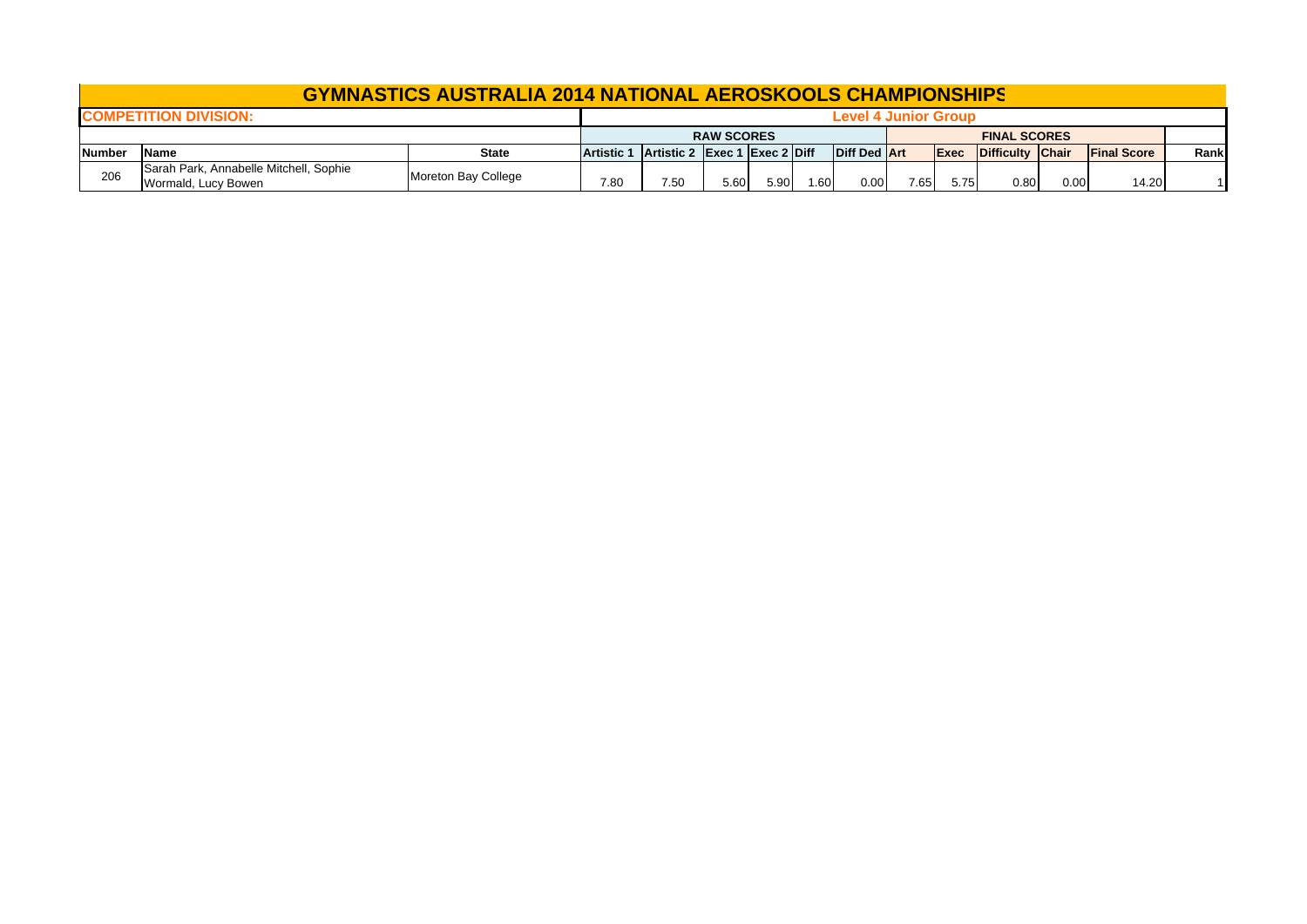# GYMNASTICS AUSTRALIA 2014 NATIONAL AEROSKOOLS CHAMPIONSHIPS

**COMPETITION DIVISION:** **Level 4 Junior Group**

| | | | RAW SCORES | | | | | | FINAL SCORES | | | | | |
|---|---|---|---|---|---|---|---|---|---|---|---|---|---|---|
| **Number** | **Name** | **State** | **Artistic 1** | **Artistic 2** | **Exec 1** | **Exec 2** | **Diff** | **Diff Ded** | **Art** | **Exec** | **Difficulty** | **Chair** | **Final Score** | **Rank** |
| 206 | Sarah Park, Annabelle Mitchell, Sophie Wormald, Lucy Bowen | Moreton Bay College | 7.80 | 7.50 | 5.60 | 5.90 | 1.60 | 0.00 | 7.65 | 5.75 | 0.80 | 0.00 | 14.20 | 1 |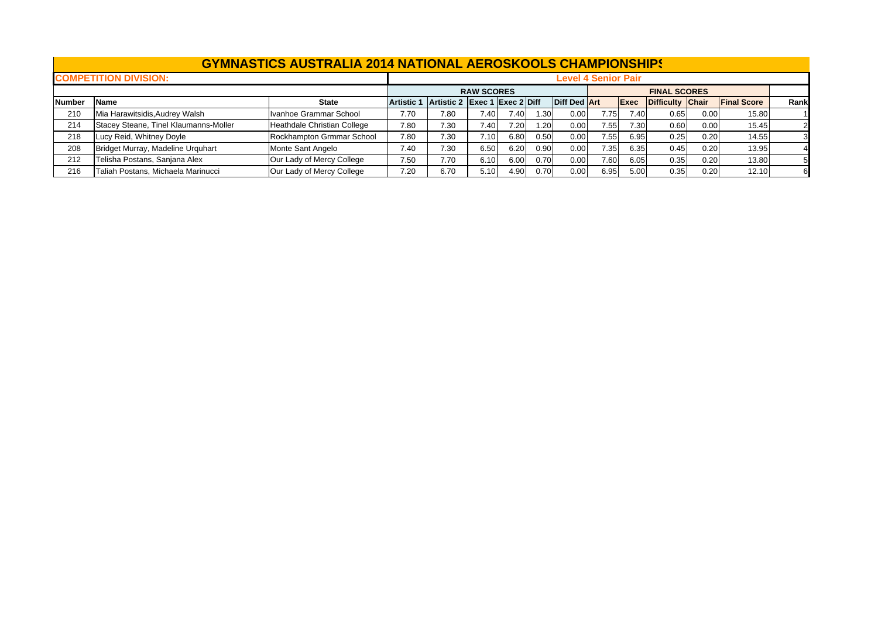# GYMNASTICS AUSTRALIA 2014 NATIONAL AEROSKOOLS CHAMPIONSHIPS

| COMPETITION DIVISION: | | | Level 4 Senior Pair | | | | | | | | | | | | |
|---|---|---|---|---|---|---|---|---|---|---|---|---|---|---|---|
| | | | RAW SCORES | | | | | | FINAL SCORES | | | | | | |
| Number | Name | State | Artistic 1 | Artistic 2 | Exec 1 | Exec 2 | Diff | Diff Ded | Art | Exec | Difficulty | Chair | Final Score | Rank |
| 210 | Mia Harawitsidis,Audrey Walsh | Ivanhoe Grammar School | 7.70 | 7.80 | 7.40 | 7.40 | 1.30 | 0.00 | 7.75 | 7.40 | 0.65 | 0.00 | 15.80 | 1 |
| 214 | Stacey Steane, Tinel Klaumanns-Moller | Heathdale Christian College | 7.80 | 7.30 | 7.40 | 7.20 | 1.20 | 0.00 | 7.55 | 7.30 | 0.60 | 0.00 | 15.45 | 2 |
| 218 | Lucy Reid, Whitney Doyle | Rockhampton Grmmar School | 7.80 | 7.30 | 7.10 | 6.80 | 0.50 | 0.00 | 7.55 | 6.95 | 0.25 | 0.20 | 14.55 | 3 |
| 208 | Bridget Murray, Madeline Urquhart | Monte Sant Angelo | 7.40 | 7.30 | 6.50 | 6.20 | 0.90 | 0.00 | 7.35 | 6.35 | 0.45 | 0.20 | 13.95 | 4 |
| 212 | Telisha Postans, Sanjana Alex | Our Lady of Mercy College | 7.50 | 7.70 | 6.10 | 6.00 | 0.70 | 0.00 | 7.60 | 6.05 | 0.35 | 0.20 | 13.80 | 5 |
| 216 | Taliah Postans, Michaela Marinucci | Our Lady of Mercy College | 7.20 | 6.70 | 5.10 | 4.90 | 0.70 | 0.00 | 6.95 | 5.00 | 0.35 | 0.20 | 12.10 | 6 |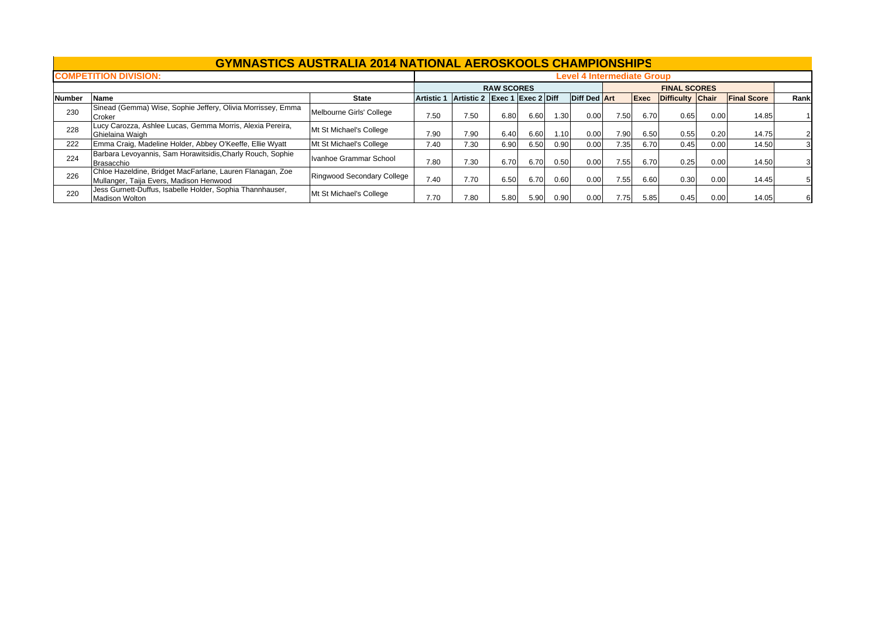# GYMNASTICS AUSTRALIA 2014 NATIONAL AEROSKOOLS CHAMPIONSHIPS

**COMPETITION DIVISION:** Level 4 Intermediate Group

| | | | RAW SCORES | | | | | | FINAL SCORES | | | | | |
|---|---|---|---|---|---|---|---|---|---|---|---|---|---|---|
| **Number** | **Name** | **State** | **Artistic 1** | **Artistic 2** | **Exec 1** | **Exec 2** | **Diff** | **Diff Ded** | **Art** | **Exec** | **Difficulty** | **Chair** | **Final Score** | **Rank** |
| 230 | Sinead (Gemma) Wise, Sophie Jeffery, Olivia Morrissey, Emma Croker | Melbourne Girls' College | 7.50 | 7.50 | 6.80 | 6.60 | 1.30 | 0.00 | 7.50 | 6.70 | 0.65 | 0.00 | 14.85 | 1 |
| 228 | Lucy Carozza, Ashlee Lucas, Gemma Morris, Alexia Pereira, Ghielaina Waigh | Mt St Michael's College | 7.90 | 7.90 | 6.40 | 6.60 | 1.10 | 0.00 | 7.90 | 6.50 | 0.55 | 0.20 | 14.75 | 2 |
| 222 | Emma Craig, Madeline Holder, Abbey O'Keeffe, Ellie Wyatt | Mt St Michael's College | 7.40 | 7.30 | 6.90 | 6.50 | 0.90 | 0.00 | 7.35 | 6.70 | 0.45 | 0.00 | 14.50 | 3 |
| 224 | Barbara Levoyannis, Sam Horawitsidis,Charly Rouch, Sophie Brasacchio | Ivanhoe Grammar School | 7.80 | 7.30 | 6.70 | 6.70 | 0.50 | 0.00 | 7.55 | 6.70 | 0.25 | 0.00 | 14.50 | 3 |
| 226 | Chloe Hazeldine, Bridget MacFarlane, Lauren Flanagan, Zoe Mullanger, Taija Evers, Madison Henwood | Ringwood Secondary College | 7.40 | 7.70 | 6.50 | 6.70 | 0.60 | 0.00 | 7.55 | 6.60 | 0.30 | 0.00 | 14.45 | 5 |
| 220 | Jess Gurnett-Duffus, Isabelle Holder, Sophia Thannhauser, Madison Wolton | Mt St Michael's College | 7.70 | 7.80 | 5.80 | 5.90 | 0.90 | 0.00 | 7.75 | 5.85 | 0.45 | 0.00 | 14.05 | 6 |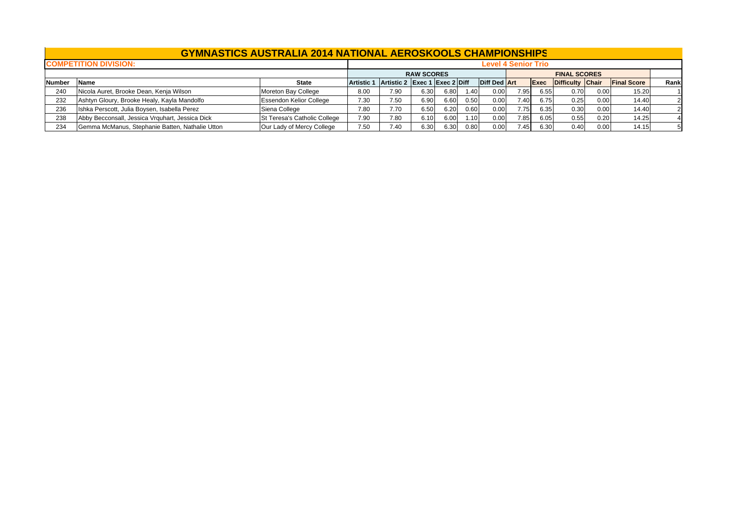# GYMNASTICS AUSTRALIA 2014 NATIONAL AEROSKOOLS CHAMPIONSHIPS

**COMPETITION DIVISION:** Level 4 Senior Trio

| | | | RAW SCORES | | | | | | FINAL SCORES | | | | | |
|---|---|---|---|---|---|---|---|---|---|---|---|---|---|---|
| **Number** | **Name** | **State** | **Artistic 1** | **Artistic 2** | **Exec 1** | **Exec 2** | **Diff** | **Diff Ded** | **Art** | **Exec** | **Difficulty** | **Chair** | **Final Score** | **Rank** |
| 240 | Nicola Auret, Brooke Dean, Kenja Wilson | Moreton Bay College | 8.00 | 7.90 | 6.30 | 6.80 | 1.40 | 0.00 | 7.95 | 6.55 | 0.70 | 0.00 | 15.20 | 1 |
| 232 | Ashtyn Gloury, Brooke Healy, Kayla Mandolfo | Essendon Kelior College | 7.30 | 7.50 | 6.90 | 6.60 | 0.50 | 0.00 | 7.40 | 6.75 | 0.25 | 0.00 | 14.40 | 2 |
| 236 | Ishka Perscott, Julia Boysen, Isabella Perez | Siena College | 7.80 | 7.70 | 6.50 | 6.20 | 0.60 | 0.00 | 7.75 | 6.35 | 0.30 | 0.00 | 14.40 | 2 |
| 238 | Abby Becconsall, Jessica Vrquhart, Jessica Dick | St Teresa's Catholic College | 7.90 | 7.80 | 6.10 | 6.00 | 1.10 | 0.00 | 7.85 | 6.05 | 0.55 | 0.20 | 14.25 | 4 |
| 234 | Gemma McManus, Stephanie Batten, Nathalie Utton | Our Lady of Mercy College | 7.50 | 7.40 | 6.30 | 6.30 | 0.80 | 0.00 | 7.45 | 6.30 | 0.40 | 0.00 | 14.15 | 5 |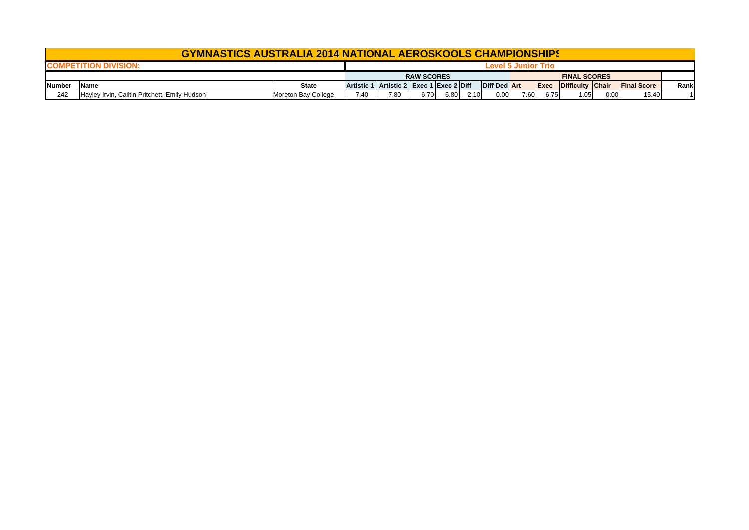# GYMNASTICS AUSTRALIA 2014 NATIONAL AEROSKOOLS CHAMPIONSHIPS

| COMPETITION DIVISION: | | | Level 5 Junior Trio | | | | | | | | | | | | |
|---|---|---|---|---|---|---|---|---|---|---|---|---|---|---|---|
| | | | RAW SCORES | | | | | | FINAL SCORES | | | | | | |
| Number | Name | State | Artistic 1 | Artistic 2 | Exec 1 | Exec 2 | Diff | Diff Ded | Art | Exec | Difficulty | Chair | Final Score | Rank |
| 242 | Hayley Irvin, Cailtin Pritchett, Emily Hudson | Moreton Bay College | 7.40 | 7.80 | 6.70 | 6.80 | 2.10 | 0.00 | 7.60 | 6.75 | 1.05 | 0.00 | 15.40 | 1 |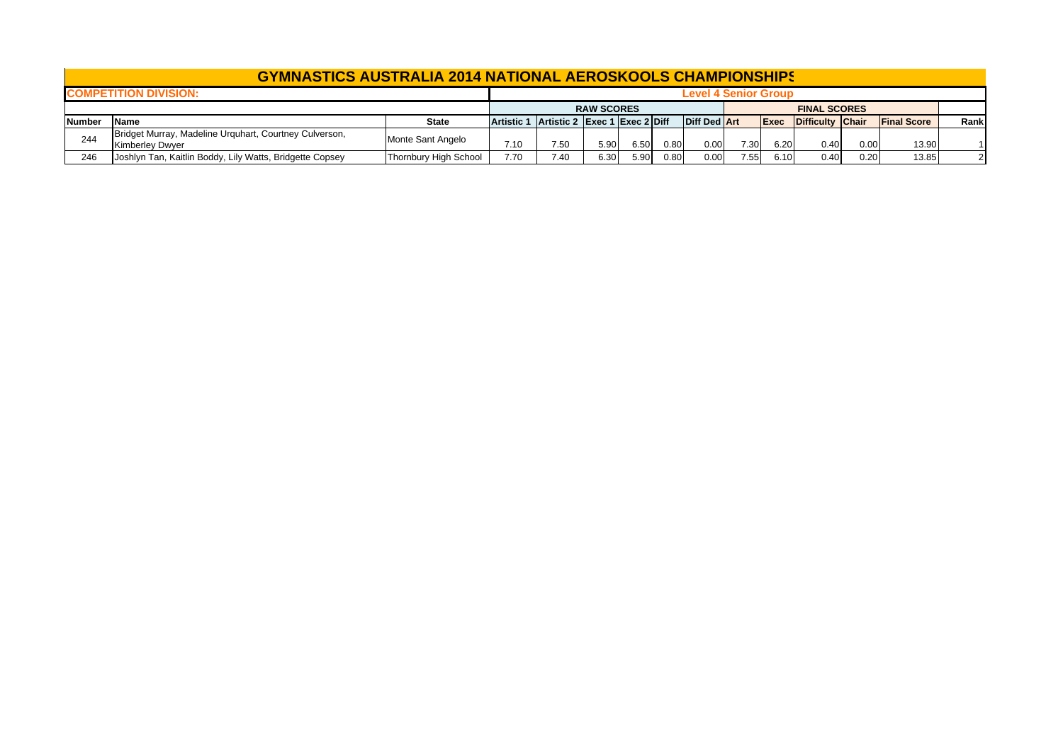# GYMNASTICS AUSTRALIA 2014 NATIONAL AEROSKOOLS CHAMPIONSHIPS

**COMPETITION DIVISION:** Level 4 Senior Group

| | | | RAW SCORES | | | | | | FINAL SCORES | | | | | | |
|---|---|---|---|---|---|---|---|---|---|---|---|---|---|---|---|
| **Number** | **Name** | **State** | **Artistic 1** | **Artistic 2** | **Exec 1** | **Exec 2** | **Diff** | **Diff Ded** | **Art** | **Exec** | **Difficulty** | **Chair** | **Final Score** | **Rank** |
| 244 | Bridget Murray, Madeline Urquhart, Courtney Culverson, Kimberley Dwyer | Monte Sant Angelo | 7.10 | 7.50 | 5.90 | 6.50 | 0.80 | 0.00 | 7.30 | 6.20 | 0.40 | 0.00 | 13.90 | 1 |
| 246 | Joshlyn Tan, Kaitlin Boddy, Lily Watts, Bridgette Copsey | Thornbury High School | 7.70 | 7.40 | 6.30 | 5.90 | 0.80 | 0.00 | 7.55 | 6.10 | 0.40 | 0.20 | 13.85 | 2 |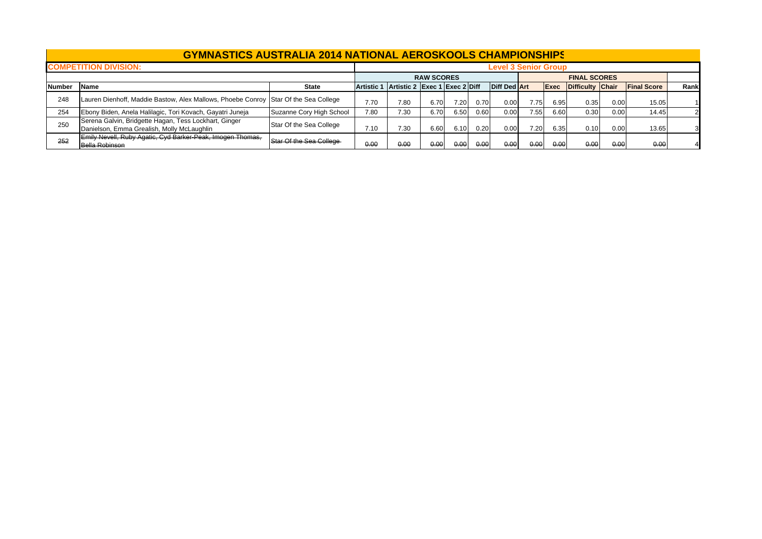# GYMNASTICS AUSTRALIA 2014 NATIONAL AEROSKOOLS CHAMPIONSHIPS

**COMPETITION DIVISION:** **Level 3 Senior Group**

| | | | RAW SCORES | | | | | | FINAL SCORES | | | | | | |
|---|---|---|---|---|---|---|---|---|---|---|---|---|---|---|---|
| **Number** | **Name** | **State** | **Artistic 1** | **Artistic 2** | **Exec 1** | **Exec 2** | **Diff** | **Diff Ded** | **Art** | **Exec** | **Difficulty** | **Chair** | **Final Score** | **Rank** |
| 248 | Lauren Dienhoff, Maddie Bastow, Alex Mallows, Phoebe Conroy | Star Of the Sea College | 7.70 | 7.80 | 6.70 | 7.20 | 0.70 | 0.00 | 7.75 | 6.95 | 0.35 | 0.00 | 15.05 | 1 |
| 254 | Ebony Biden, Anela Halilagic, Tori Kovach, Gayatri Juneja | Suzanne Cory High School | 7.80 | 7.30 | 6.70 | 6.50 | 0.60 | 0.00 | 7.55 | 6.60 | 0.30 | 0.00 | 14.45 | 2 |
| 250 | Serena Galvin, Bridgette Hagan, Tess Lockhart, Ginger Danielson, Emma Grealish, Molly McLaughlin | Star Of the Sea College | 7.10 | 7.30 | 6.60 | 6.10 | 0.20 | 0.00 | 7.20 | 6.35 | 0.10 | 0.00 | 13.65 | 3 |
| ~~252~~ | ~~Emily Nevell, Ruby Agatic, Cyd Barker-Peak, Imogen Thomas, Bella Robinson~~ | ~~Star Of the Sea College~~ | ~~0.00~~ | ~~0.00~~ | ~~0.00~~ | ~~0.00~~ | ~~0.00~~ | ~~0.00~~ | ~~0.00~~ | ~~0.00~~ | ~~0.00~~ | ~~0.00~~ | ~~0.00~~ | 4 |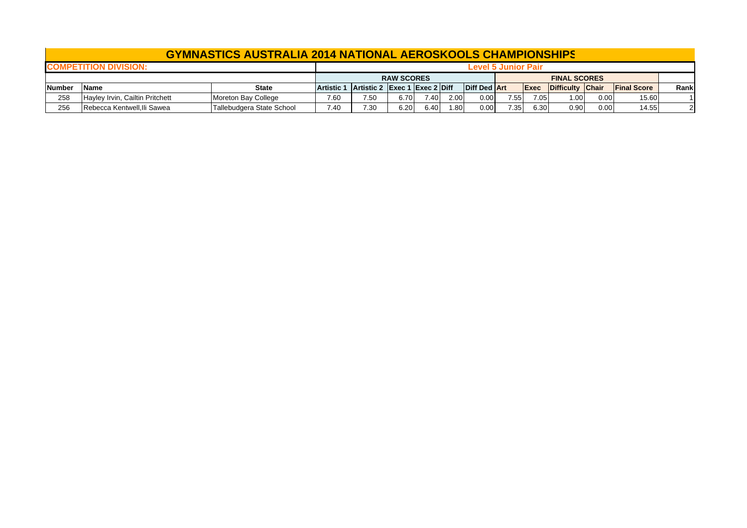# GYMNASTICS AUSTRALIA 2014 NATIONAL AEROSKOOLS CHAMPIONSHIPS

| COMPETITION DIVISION: | | | Level 5 Junior Pair | | | | | | | | | | | | | |
|---|---|---|---|---|---|---|---|---|---|---|---|---|---|---|---|
| | | | RAW SCORES | | | | | | FINAL SCORES | | | | | | |
| Number | Name | State | Artistic 1 | Artistic 2 | Exec 1 | Exec 2 | Diff | Diff Ded | Art | Exec | Difficulty | Chair | Final Score | Rank |
| 258 | Hayley Irvin, Cailtin Pritchett | Moreton Bay College | 7.60 | 7.50 | 6.70 | 7.40 | 2.00 | 0.00 | 7.55 | 7.05 | 1.00 | 0.00 | 15.60 | 1 |
| 256 | Rebecca Kentwell,Ili Sawea | Tallebudgera State School | 7.40 | 7.30 | 6.20 | 6.40 | 1.80 | 0.00 | 7.35 | 6.30 | 0.90 | 0.00 | 14.55 | 2 |